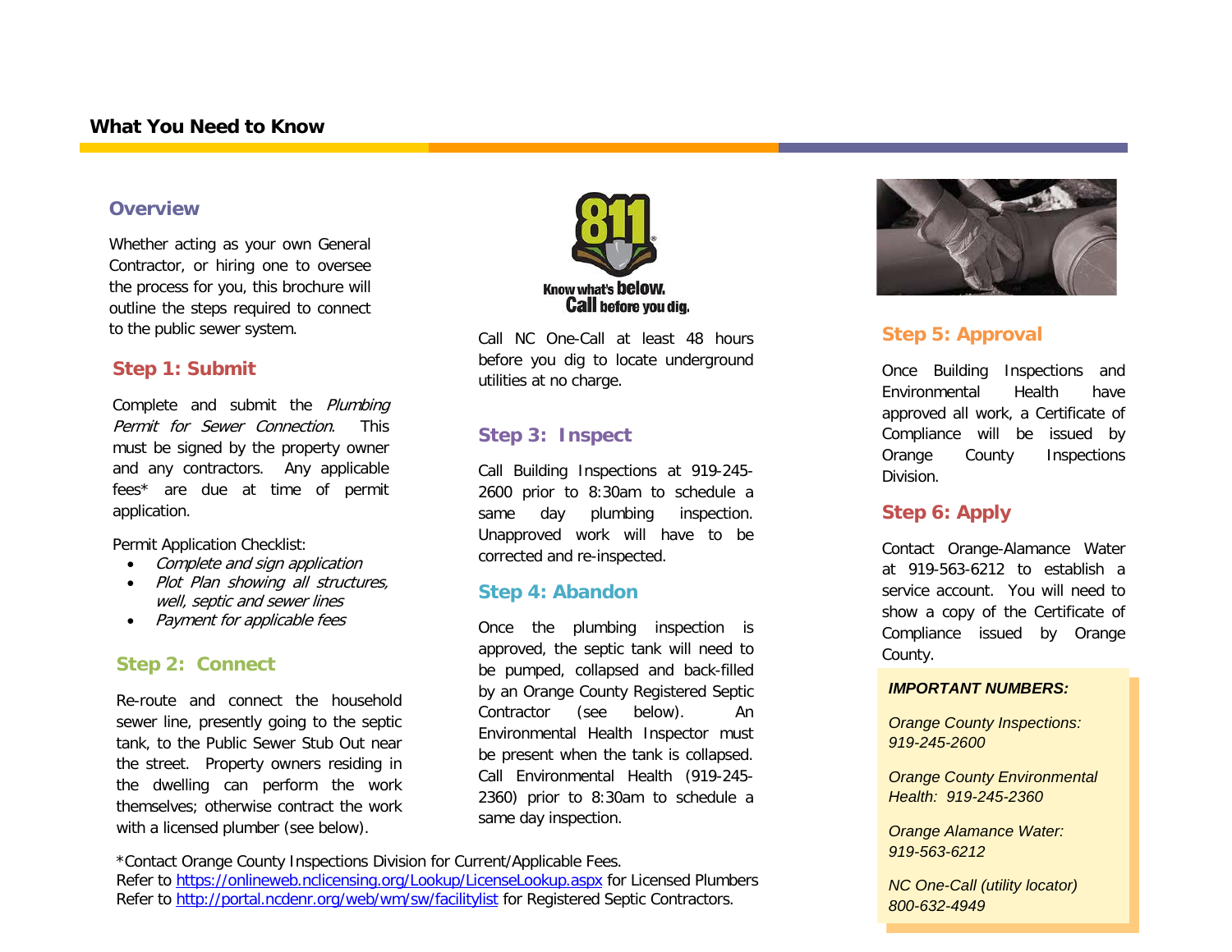## What You Need to Know

### Overview

Whether acting as your own General Contractor, or hiring one to oversee the process for you, this brochure will outline the steps required to connect to the public sewer system.

### Step 1: Submit

Complete and submit the *Plumbing Permit for Sewer Connection*. This must be signed by the property owner and any contractors. Any applicable fees* are due at time of permit application.

Permit Application Checklist:

- *Complete and sign application*
- *Plot Plan showing all structures, well, septic and sewer lines*
- *Payment for applicable fees*

### Step 2: Connect

Re-route and connect the household sewer line, presently going to the septic tank, to the Public Sewer Stub Out near the street. Property owners residing in the dwelling can perform the work themselves; otherwise contract the work with a licensed plumber (see below).

Know what's **below.** **Call** before you dig.

Call NC One-Call at least 48 hours before you dig to locate underground utilities at no charge.

### Step 3: Inspect

Call Building Inspections at 919-245-2600 prior to 8:30am to schedule a same day plumbing inspection. Unapproved work will have to be corrected and re-inspected.

### Step 4: Abandon

Once the plumbing inspection is approved, the septic tank will need to be pumped, collapsed and back-filled by an Orange County Registered Septic Contractor (see below). An Environmental Health Inspector must be present when the tank is collapsed. Call Environmental Health (919-245-2360) prior to 8:30am to schedule a same day inspection.

### Step 5: Approval

Once Building Inspections and Environmental Health have approved all work, a Certificate of Compliance will be issued by Orange County Inspections Division.

### Step 6: Apply

Contact Orange-Alamance Water at 919-563-6212 to establish a service account. You will need to show a copy of the Certificate of Compliance issued by Orange County.

***IMPORTANT NUMBERS:***

*Orange County Inspections: 919-245-2600*

*Orange County Environmental Health: 919-245-2360*

*Orange Alamance Water: 919-563-6212*

*NC One-Call (utility locator) 800-632-4949*

*Contact Orange County Inspections Division for Current/Applicable Fees.
Refer to https://onlineweb.nclicensing.org/Lookup/LicenseLookup.aspx for Licensed Plumbers
Refer to http://portal.ncdenr.org/web/wm/sw/facilitylist for Registered Septic Contractors.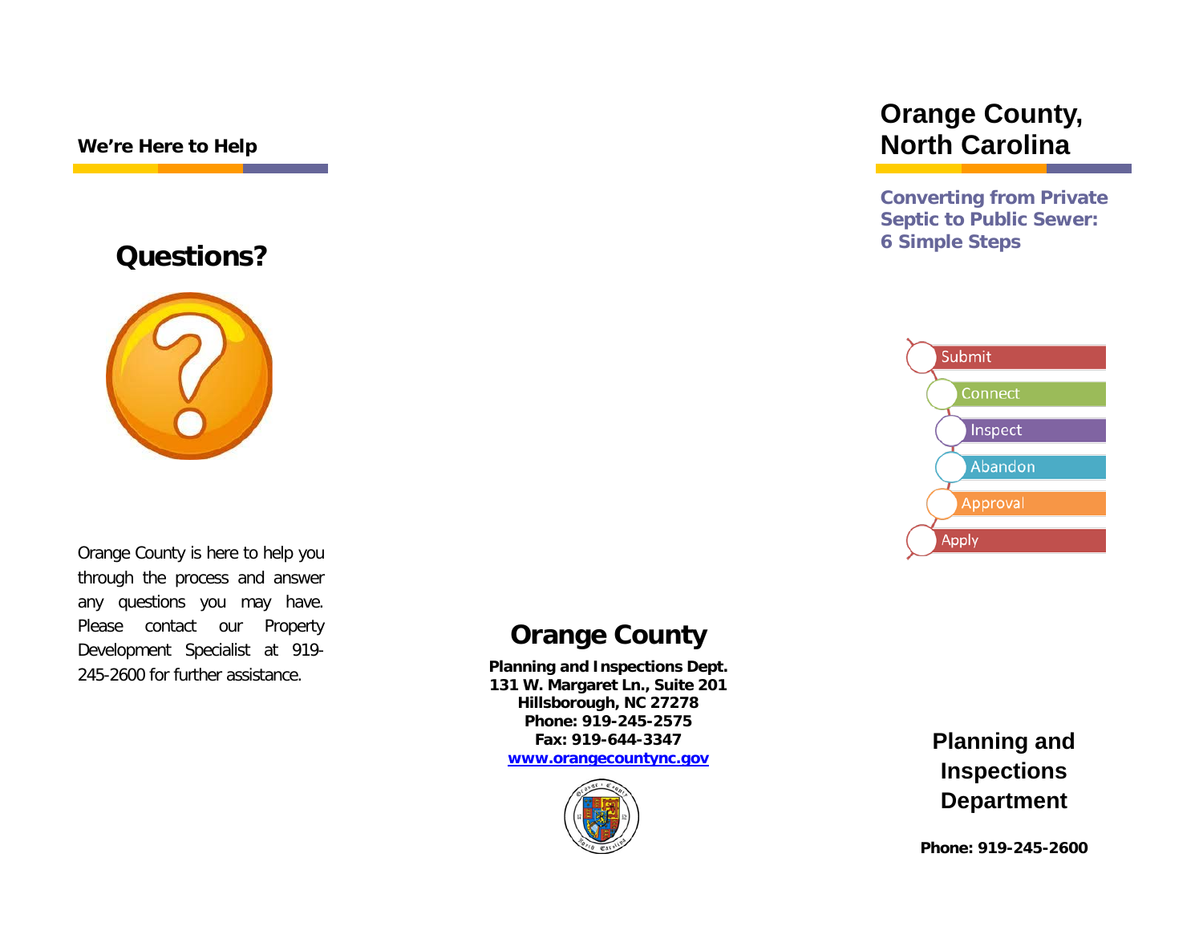## We're Here to Help

## Questions?

Orange County is here to help you through the process and answer any questions you may have. Please contact our Property Development Specialist at 919-245-2600 for further assistance.

## Orange County

**Planning and Inspections Dept.**
**131 W. Margaret Ln., Suite 201**
**Hillsborough, NC 27278**
**Phone: 919-245-2575**
**Fax: 919-644-3347**
**[www.orangecountync.gov](http://www.orangecountync.gov)**

# Orange County, North Carolina

### Converting from Private Septic to Public Sewer: 6 Simple Steps

Submit
Connect
Inspect
Abandon
Approval
Apply

## Planning and Inspections Department

**Phone: 919-245-2600**